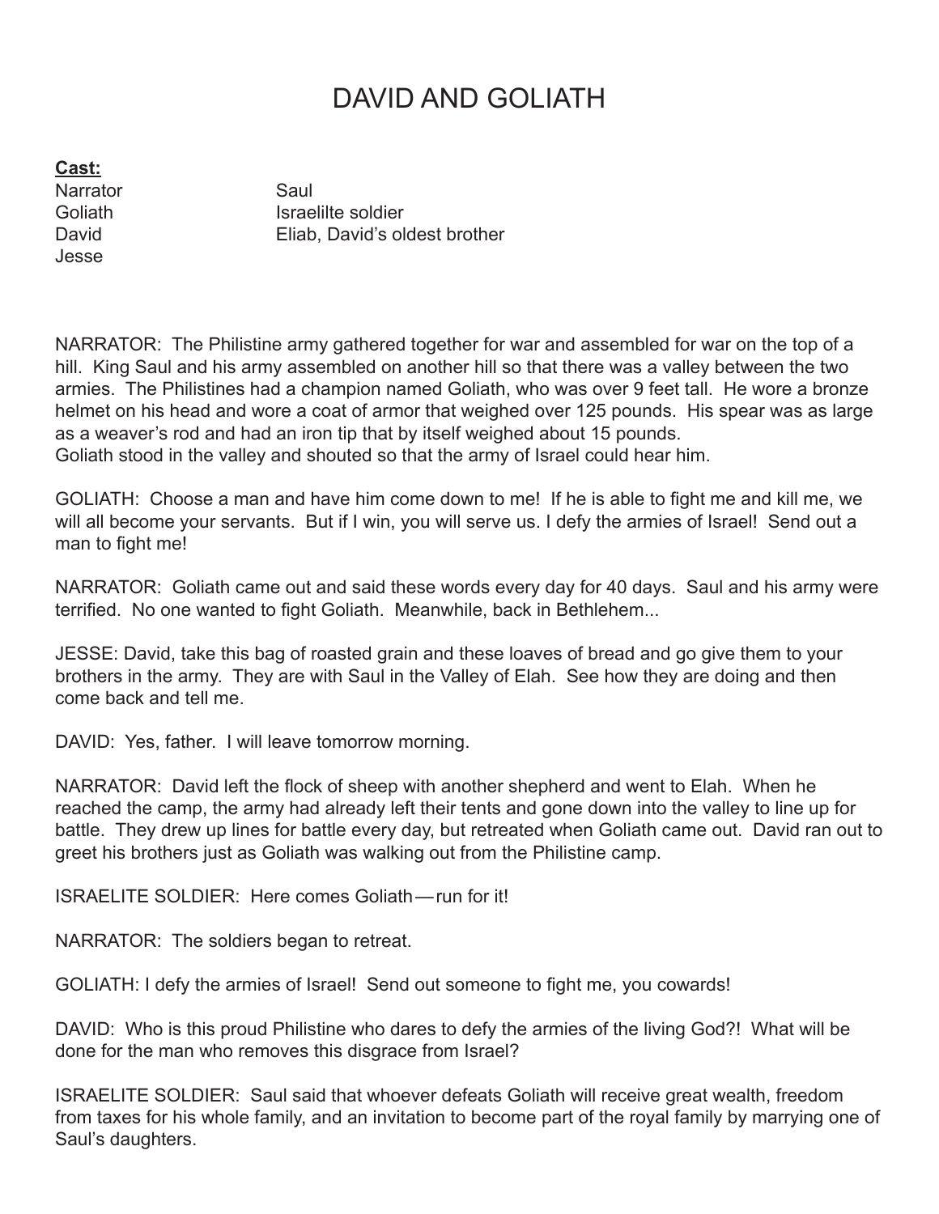# DAVID AND GOLIATH

**Cast:**

Narrator
Goliath
David
Jesse
Saul
Israelilte soldier
Eliab, David's oldest brother

NARRATOR: The Philistine army gathered together for war and assembled for war on the top of a hill. King Saul and his army assembled on another hill so that there was a valley between the two armies. The Philistines had a champion named Goliath, who was over 9 feet tall. He wore a bronze helmet on his head and wore a coat of armor that weighed over 125 pounds. His spear was as large as a weaver's rod and had an iron tip that by itself weighed about 15 pounds.
Goliath stood in the valley and shouted so that the army of Israel could hear him.

GOLIATH: Choose a man and have him come down to me! If he is able to fight me and kill me, we will all become your servants. But if I win, you will serve us. I defy the armies of Israel! Send out a man to fight me!

NARRATOR: Goliath came out and said these words every day for 40 days. Saul and his army were terrified. No one wanted to fight Goliath. Meanwhile, back in Bethlehem...

JESSE: David, take this bag of roasted grain and these loaves of bread and go give them to your brothers in the army. They are with Saul in the Valley of Elah. See how they are doing and then come back and tell me.

DAVID: Yes, father. I will leave tomorrow morning.

NARRATOR: David left the flock of sheep with another shepherd and went to Elah. When he reached the camp, the army had already left their tents and gone down into the valley to line up for battle. They drew up lines for battle every day, but retreated when Goliath came out. David ran out to greet his brothers just as Goliath was walking out from the Philistine camp.

ISRAELITE SOLDIER: Here comes Goliath — run for it!

NARRATOR: The soldiers began to retreat.

GOLIATH: I defy the armies of Israel! Send out someone to fight me, you cowards!

DAVID: Who is this proud Philistine who dares to defy the armies of the living God?! What will be done for the man who removes this disgrace from Israel?

ISRAELITE SOLDIER: Saul said that whoever defeats Goliath will receive great wealth, freedom from taxes for his whole family, and an invitation to become part of the royal family by marrying one of Saul's daughters.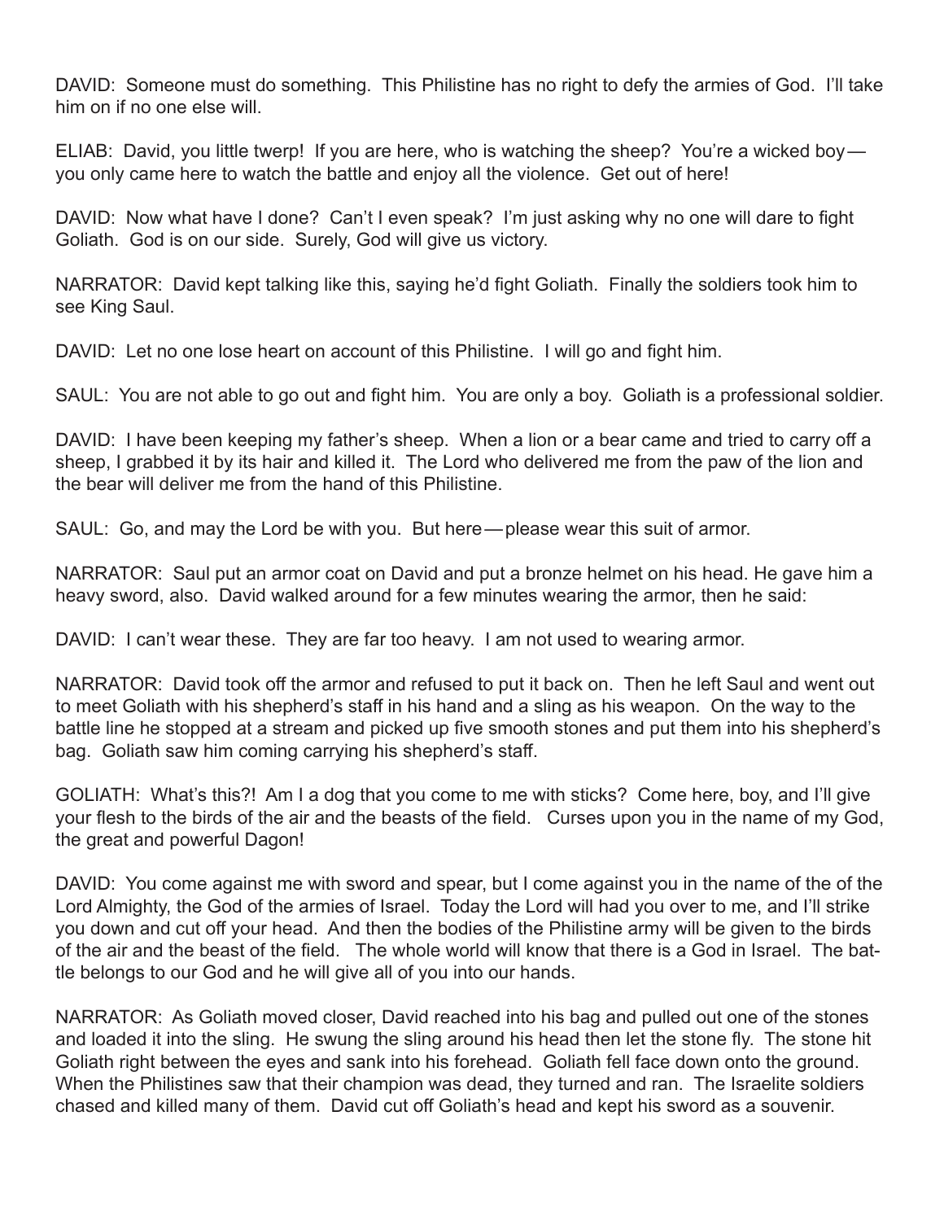DAVID: Someone must do something. This Philistine has no right to defy the armies of God. I'll take him on if no one else will.

ELIAB: David, you little twerp! If you are here, who is watching the sheep? You're a wicked boy—you only came here to watch the battle and enjoy all the violence. Get out of here!

DAVID: Now what have I done? Can't I even speak? I'm just asking why no one will dare to fight Goliath. God is on our side. Surely, God will give us victory.

NARRATOR: David kept talking like this, saying he'd fight Goliath. Finally the soldiers took him to see King Saul.

DAVID: Let no one lose heart on account of this Philistine. I will go and fight him.

SAUL: You are not able to go out and fight him. You are only a boy. Goliath is a professional soldier.

DAVID: I have been keeping my father's sheep. When a lion or a bear came and tried to carry off a sheep, I grabbed it by its hair and killed it. The Lord who delivered me from the paw of the lion and the bear will deliver me from the hand of this Philistine.

SAUL: Go, and may the Lord be with you. But here—please wear this suit of armor.

NARRATOR: Saul put an armor coat on David and put a bronze helmet on his head. He gave him a heavy sword, also. David walked around for a few minutes wearing the armor, then he said:

DAVID: I can't wear these. They are far too heavy. I am not used to wearing armor.

NARRATOR: David took off the armor and refused to put it back on. Then he left Saul and went out to meet Goliath with his shepherd's staff in his hand and a sling as his weapon. On the way to the battle line he stopped at a stream and picked up five smooth stones and put them into his shepherd's bag. Goliath saw him coming carrying his shepherd's staff.

GOLIATH: What's this?! Am I a dog that you come to me with sticks? Come here, boy, and I'll give your flesh to the birds of the air and the beasts of the field. Curses upon you in the name of my God, the great and powerful Dagon!

DAVID: You come against me with sword and spear, but I come against you in the name of the of the Lord Almighty, the God of the armies of Israel. Today the Lord will had you over to me, and I'll strike you down and cut off your head. And then the bodies of the Philistine army will be given to the birds of the air and the beast of the field. The whole world will know that there is a God in Israel. The battle belongs to our God and he will give all of you into our hands.

NARRATOR: As Goliath moved closer, David reached into his bag and pulled out one of the stones and loaded it into the sling. He swung the sling around his head then let the stone fly. The stone hit Goliath right between the eyes and sank into his forehead. Goliath fell face down onto the ground. When the Philistines saw that their champion was dead, they turned and ran. The Israelite soldiers chased and killed many of them. David cut off Goliath's head and kept his sword as a souvenir.